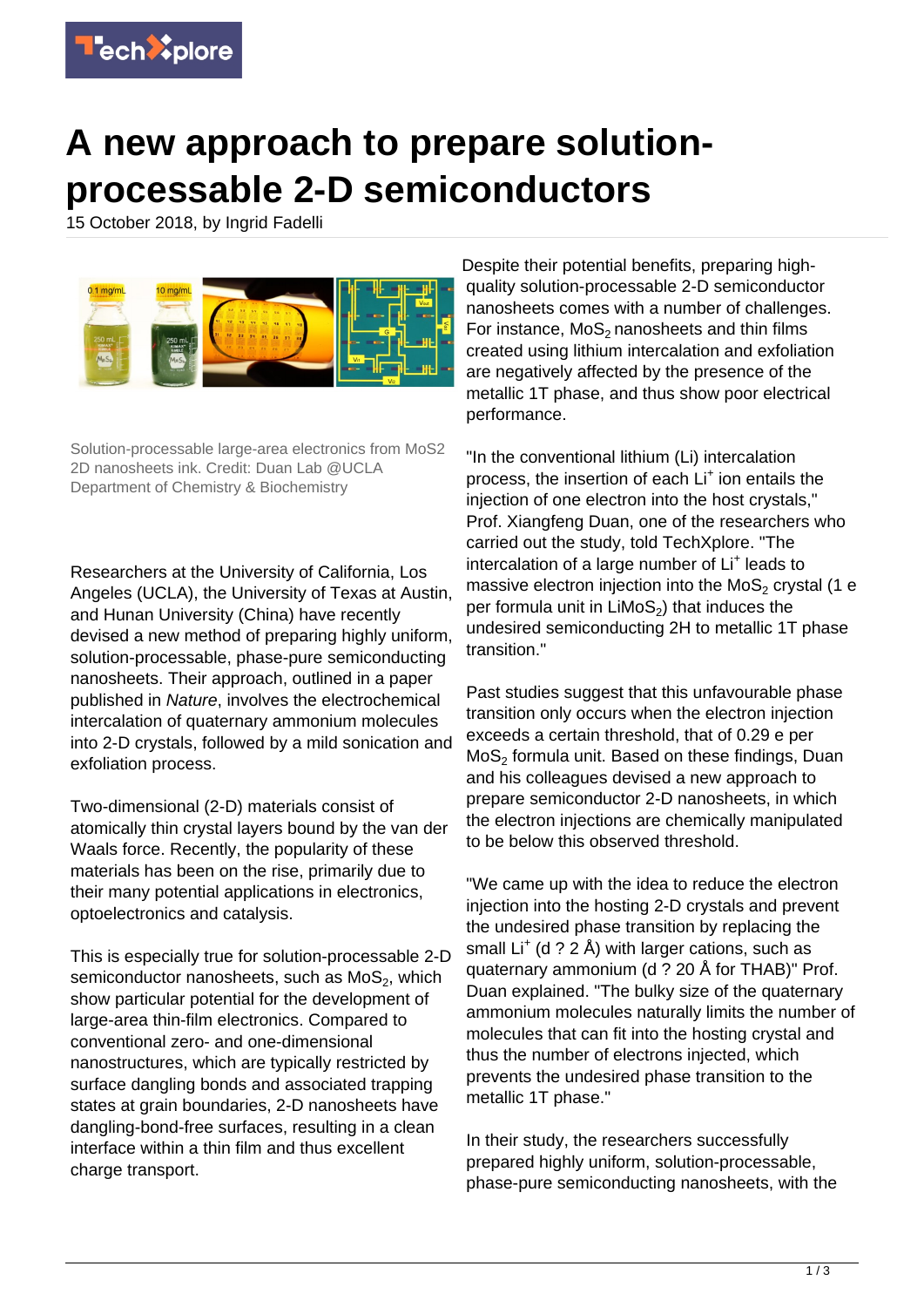# A new approach to prepare solution-processable 2-D semiconductors

15 October 2018, by Ingrid Fadelli

Solution-processable large-area electronics from MoS2 2D nanosheets ink. Credit: Duan Lab @UCLA Department of Chemistry & Biochemistry

Researchers at the University of California, Los Angeles (UCLA), the University of Texas at Austin, and Hunan University (China) have recently devised a new method of preparing highly uniform, solution-processable, phase-pure semiconducting nanosheets. Their approach, outlined in a paper published in *Nature*, involves the electrochemical intercalation of quaternary ammonium molecules into 2-D crystals, followed by a mild sonication and exfoliation process.

Two-dimensional (2-D) materials consist of atomically thin crystal layers bound by the van der Waals force. Recently, the popularity of these materials has been on the rise, primarily due to their many potential applications in electronics, optoelectronics and catalysis.

This is especially true for solution-processable 2-D semiconductor nanosheets, such as $MoS_2$, which show particular potential for the development of large-area thin-film electronics. Compared to conventional zero- and one-dimensional nanostructures, which are typically restricted by surface dangling bonds and associated trapping states at grain boundaries, 2-D nanosheets have dangling-bond-free surfaces, resulting in a clean interface within a thin film and thus excellent charge transport.

Despite their potential benefits, preparing high-quality solution-processable 2-D semiconductor nanosheets comes with a number of challenges. For instance, $MoS_2$ nanosheets and thin films created using lithium intercalation and exfoliation are negatively affected by the presence of the metallic 1T phase, and thus show poor electrical performance.

"In the conventional lithium (Li) intercalation process, the insertion of each $Li^+$ ion entails the injection of one electron into the host crystals," Prof. Xiangfeng Duan, one of the researchers who carried out the study, told TechXplore. "The intercalation of a large number of $Li^+$ leads to massive electron injection into the $MoS_2$ crystal (1 e per formula unit in $LiMoS_2$) that induces the undesired semiconducting 2H to metallic 1T phase transition."

Past studies suggest that this unfavourable phase transition only occurs when the electron injection exceeds a certain threshold, that of 0.29 e per $MoS_2$ formula unit. Based on these findings, Duan and his colleagues devised a new approach to prepare semiconductor 2-D nanosheets, in which the electron injections are chemically manipulated to be below this observed threshold.

"We came up with the idea to reduce the electron injection into the hosting 2-D crystals and prevent the undesired phase transition by replacing the small $Li^+$ (d ? 2 Å) with larger cations, such as quaternary ammonium (d ? 20 Å for THAB)" Prof. Duan explained. "The bulky size of the quaternary ammonium molecules naturally limits the number of molecules that can fit into the hosting crystal and thus the number of electrons injected, which prevents the undesired phase transition to the metallic 1T phase."

In their study, the researchers successfully prepared highly uniform, solution-processable, phase-pure semiconducting nanosheets, with the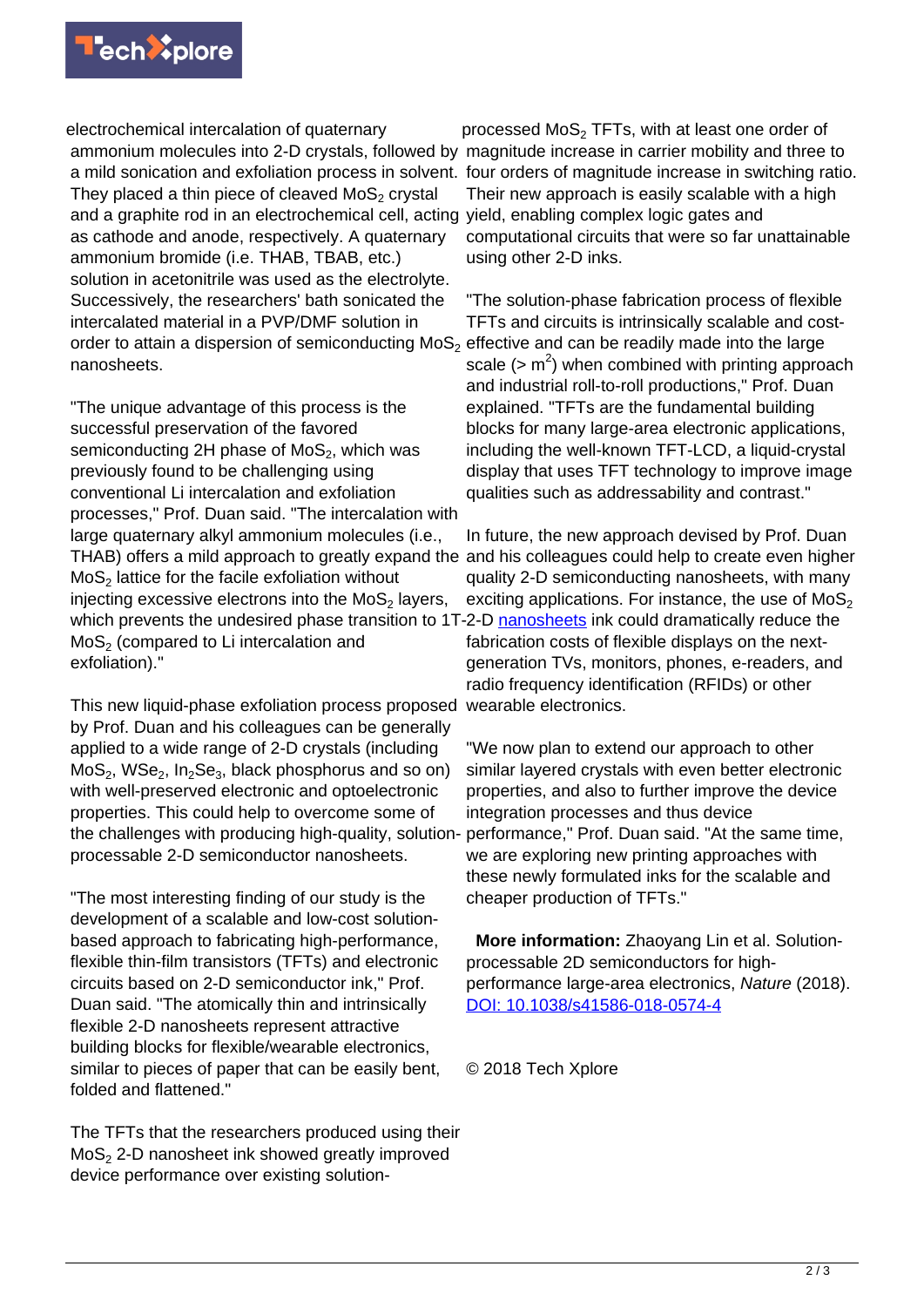electrochemical intercalation of quaternary ammonium molecules into 2-D crystals, followed by a mild sonication and exfoliation process in solvent. They placed a thin piece of cleaved $MoS_2$ crystal and a graphite rod in an electrochemical cell, acting as cathode and anode, respectively. A quaternary ammonium bromide (i.e. THAB, TBAB, etc.) solution in acetonitrile was used as the electrolyte. Successively, the researchers' bath sonicated the intercalated material in a PVP/DMF solution in order to attain a dispersion of semiconducting $MoS_2$ nanosheets.

"The unique advantage of this process is the successful preservation of the favored semiconducting 2H phase of $MoS_2$, which was previously found to be challenging using conventional Li intercalation and exfoliation processes," Prof. Duan said. "The intercalation with large quaternary alkyl ammonium molecules (i.e., THAB) offers a mild approach to greatly expand the $MoS_2$ lattice for the facile exfoliation without injecting excessive electrons into the $MoS_2$ layers, which prevents the undesired phase transition to 1T-$MoS_2$ (compared to Li intercalation and exfoliation)."

This new liquid-phase exfoliation process proposed by Prof. Duan and his colleagues can be generally applied to a wide range of 2-D crystals (including $MoS_2$, $WSe_2$, $In_2Se_3$, black phosphorus and so on) with well-preserved electronic and optoelectronic properties. This could help to overcome some of the challenges with producing high-quality, solution-processable 2-D semiconductor nanosheets.

"The most interesting finding of our study is the development of a scalable and low-cost solution-based approach to fabricating high-performance, flexible thin-film transistors (TFTs) and electronic circuits based on 2-D semiconductor inks," Prof. Duan said. "The atomically thin and intrinsically flexible 2-D nanosheets represent attractive building blocks for flexible/wearable electronics, similar to pieces of paper that can be easily bent, folded and flattened."

The TFTs that the researchers produced using their $MoS_2$ 2-D nanosheet ink showed greatly improved device performance over existing solution-processed $MoS_2$ TFTs, with at least one order of magnitude increase in carrier mobility and three to four orders of magnitude increase in switching ratio. Their new approach is easily scalable with a high yield, enabling complex logic gates and computational circuits that were so far unattainable using other 2-D inks.

"The solution-phase fabrication process of flexible TFTs and circuits is intrinsically scalable and cost-effective and can be readily made into the large scale (> $m^2$) when combined with printing approach and industrial roll-to-roll productions," Prof. Duan explained. "TFTs are the fundamental building blocks for many large-area electronic applications, including the well-known TFT-LCD, a liquid-crystal display that uses TFT technology to improve image qualities such as addressability and contrast."

In future, the new approach devised by Prof. Duan and his colleagues could help to create even higher quality 2-D semiconducting nanosheets, with many exciting applications. For instance, the use of $MoS_2$ 2-D nanosheets ink could dramatically reduce the fabrication costs of flexible displays on the next-generation TVs, monitors, phones, e-readers, and radio frequency identification (RFIDs) or other wearable electronics.

"We now plan to extend our approach to other similar layered crystals with even better electronic properties, and also to further improve the device integration processes and thus device performance," Prof. Duan said. "At the same time, we are exploring new printing approaches with these newly formulated inks for the scalable and cheaper production of TFTs."

**More information:** Zhaoyang Lin et al. Solution-processable 2D semiconductors for high-performance large-area electronics, *Nature* (2018). DOI: 10.1038/s41586-018-0574-4

© 2018 Tech Xplore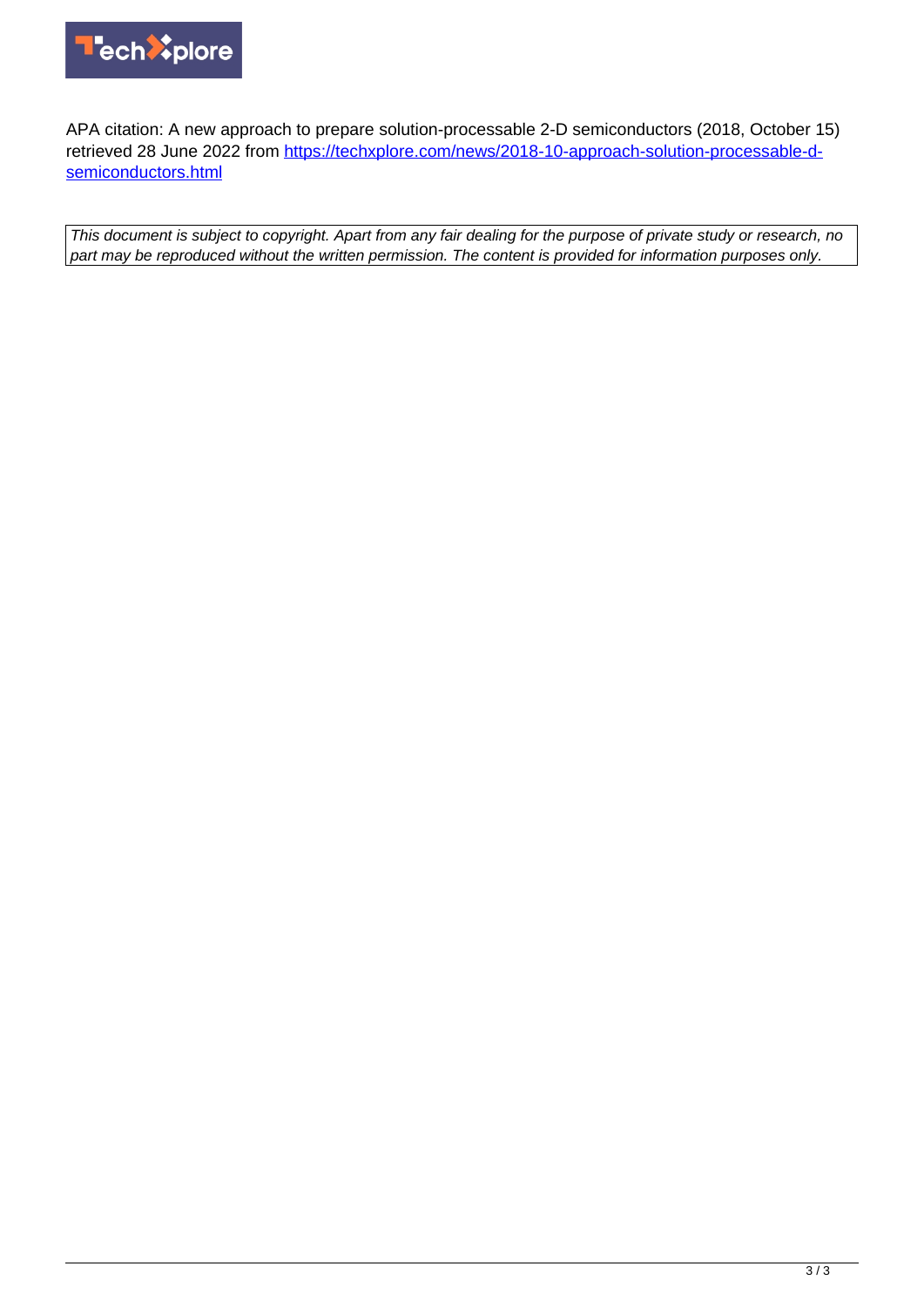APA citation: A new approach to prepare solution-processable 2-D semiconductors (2018, October 15) retrieved 28 June 2022 from [https://techxplore.com/news/2018-10-approach-solution-processable-d-semiconductors.html](https://techxplore.com/news/2018-10-approach-solution-processable-d-semiconductors.html)

*This document is subject to copyright. Apart from any fair dealing for the purpose of private study or research, no part may be reproduced without the written permission. The content is provided for information purposes only.*